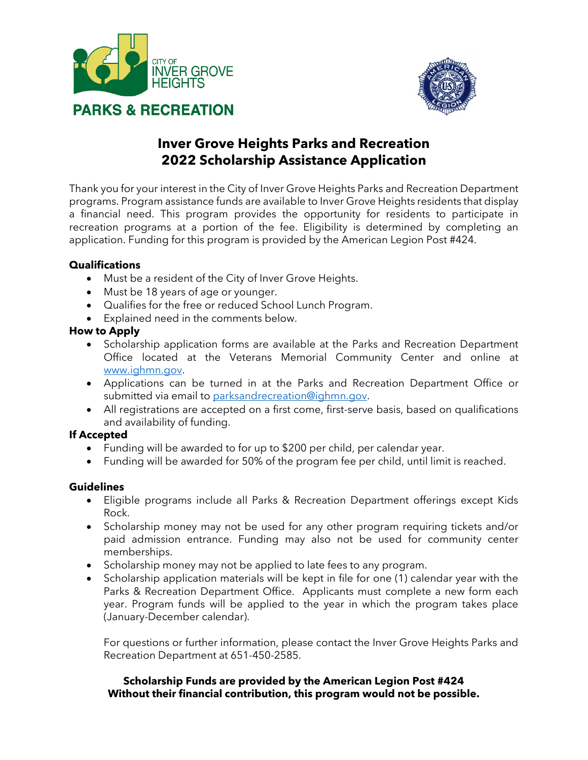CITY OF INVER GROVE HEIGHTS

PARKS & RECREATION

# Inver Grove Heights Parks and Recreation
# 2022 Scholarship Assistance Application

Thank you for your interest in the City of Inver Grove Heights Parks and Recreation Department programs. Program assistance funds are available to Inver Grove Heights residents that display a financial need. This program provides the opportunity for residents to participate in recreation programs at a portion of the fee. Eligibility is determined by completing an application. Funding for this program is provided by the American Legion Post #424.

**Qualifications**

- Must be a resident of the City of Inver Grove Heights.
- Must be 18 years of age or younger.
- Qualifies for the free or reduced School Lunch Program.
- Explained need in the comments below.

**How to Apply**

- Scholarship application forms are available at the Parks and Recreation Department Office located at the Veterans Memorial Community Center and online at www.ighmn.gov.
- Applications can be turned in at the Parks and Recreation Department Office or submitted via email to parksandrecreation@ighmn.gov.
- All registrations are accepted on a first come, first-serve basis, based on qualifications and availability of funding.

**If Accepted**

- Funding will be awarded to for up to $200 per child, per calendar year.
- Funding will be awarded for 50% of the program fee per child, until limit is reached.

**Guidelines**

- Eligible programs include all Parks & Recreation Department offerings except Kids Rock.
- Scholarship money may not be used for any other program requiring tickets and/or paid admission entrance. Funding may also not be used for community center memberships.
- Scholarship money may not be applied to late fees to any program.
- Scholarship application materials will be kept in file for one (1) calendar year with the Parks & Recreation Department Office. Applicants must complete a new form each year. Program funds will be applied to the year in which the program takes place (January-December calendar).

  For questions or further information, please contact the Inver Grove Heights Parks and Recreation Department at 651-450-2585.

**Scholarship Funds are provided by the American Legion Post #424**
**Without their financial contribution, this program would not be possible.**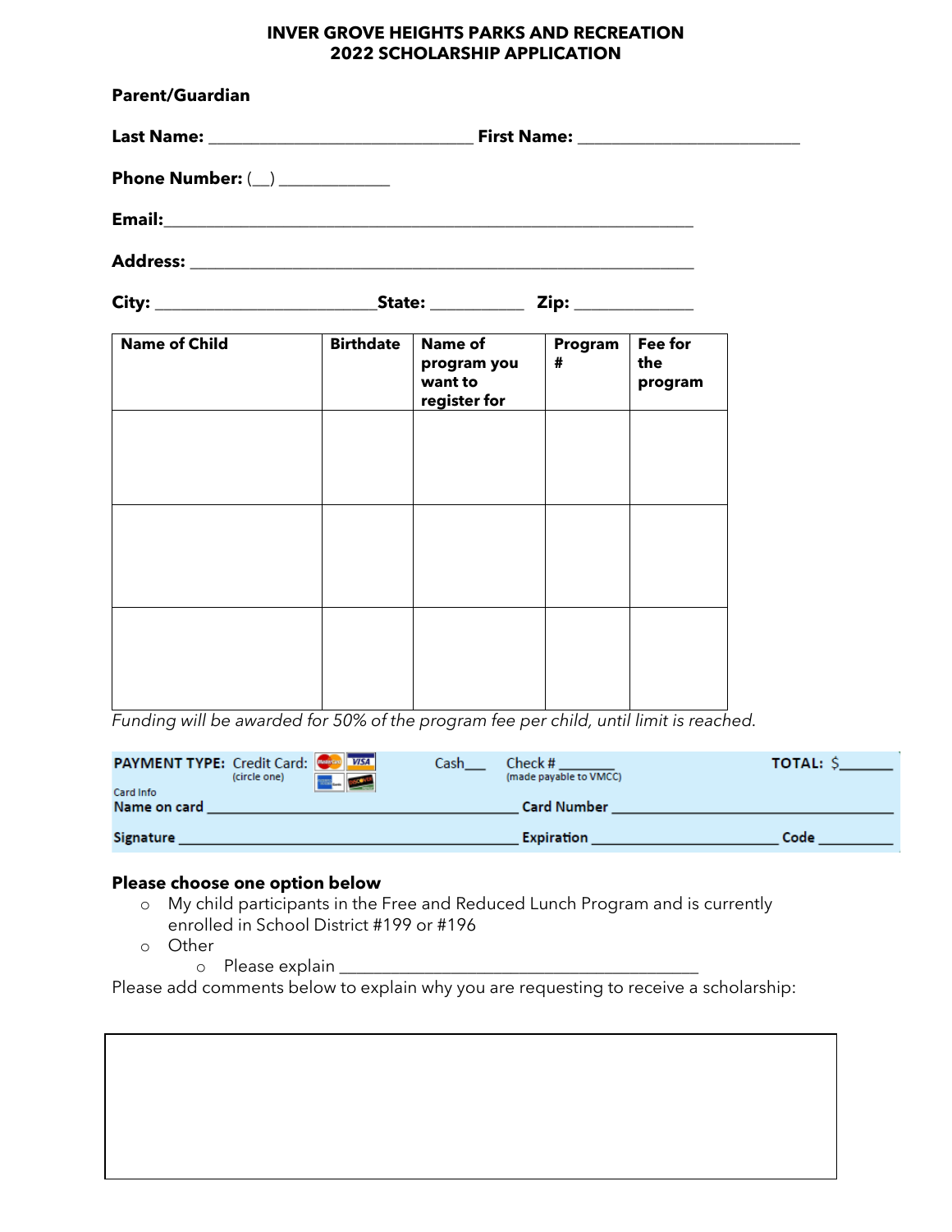# INVER GROVE HEIGHTS PARKS AND RECREATION
## 2022 SCHOLARSHIP APPLICATION

**Parent/Guardian**

**Last Name:** ______________________________ **First Name:** _________________________

**Phone Number:** (__) ____________

**Email:**____________________________________________________________

**Address:** __________________________________________________________

**City:** _________________________**State:** __________ **Zip:** _____________

| Name of Child | Birthdate | Name of program you want to register for | Program # | Fee for the program |
|---|---|---|---|---|
| | | | | |
| | | | | |
| | | | | |

*Funding will be awarded for 50% of the program fee per child, until limit is reached.*

**PAYMENT TYPE:** Credit Card: (circle one) Cash___ Check # _______ (made payable to VMCC) **TOTAL:** $______

Card Info
**Name on card** ___________________________________ **Card Number** ___________________________________

**Signature** __________________________________________ **Expiration** _______________________ **Code** _________

**Please choose one option below**

- My child participants in the Free and Reduced Lunch Program and is currently enrolled in School District #199 or #196
- Other
  - Please explain ________________________________________

Please add comments below to explain why you are requesting to receive a scholarship: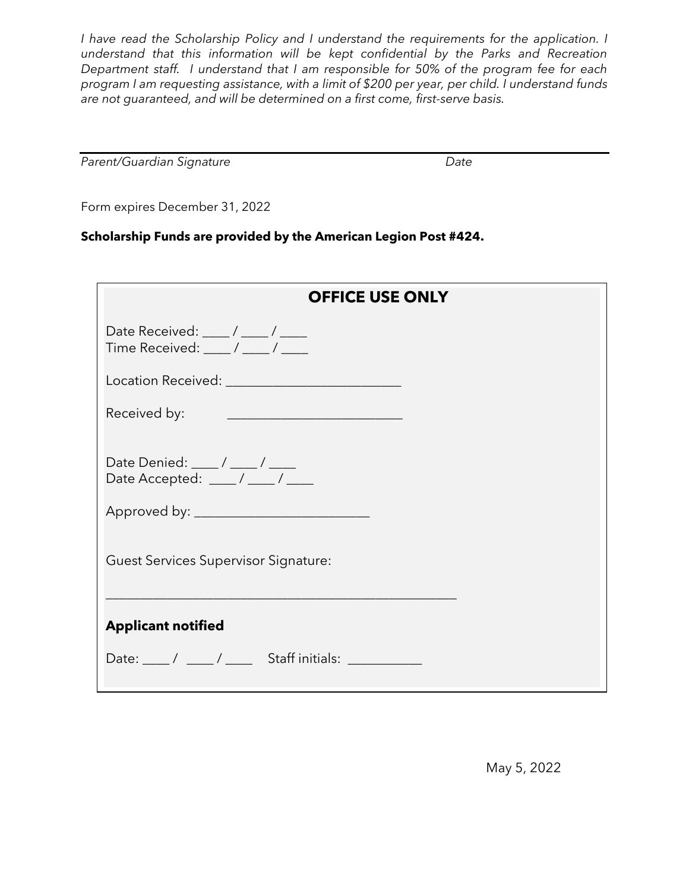*I have read the Scholarship Policy and I understand the requirements for the application. I understand that this information will be kept confidential by the Parks and Recreation Department staff. I understand that I am responsible for 50% of the program fee for each program I am requesting assistance, with a limit of $200 per year, per child. I understand funds are not guaranteed, and will be determined on a first come, first-serve basis.*

______________________________________________________________________________

*Parent/Guardian Signature* *Date*

Form expires December 31, 2022

**Scholarship Funds are provided by the American Legion Post #424.**

## OFFICE USE ONLY

Date Received: ____ / ____ / ____
Time Received: ____ / ____ / ____

Location Received: ________________________

Received by: ________________________

Date Denied: ____ / ____ / ____
Date Accepted: ____ / ____ / ____

Approved by: ________________________

Guest Services Supervisor Signature:

__________________________________________________

**Applicant notified**

Date: ____ / ____ / ____ Staff initials: __________

May 5, 2022